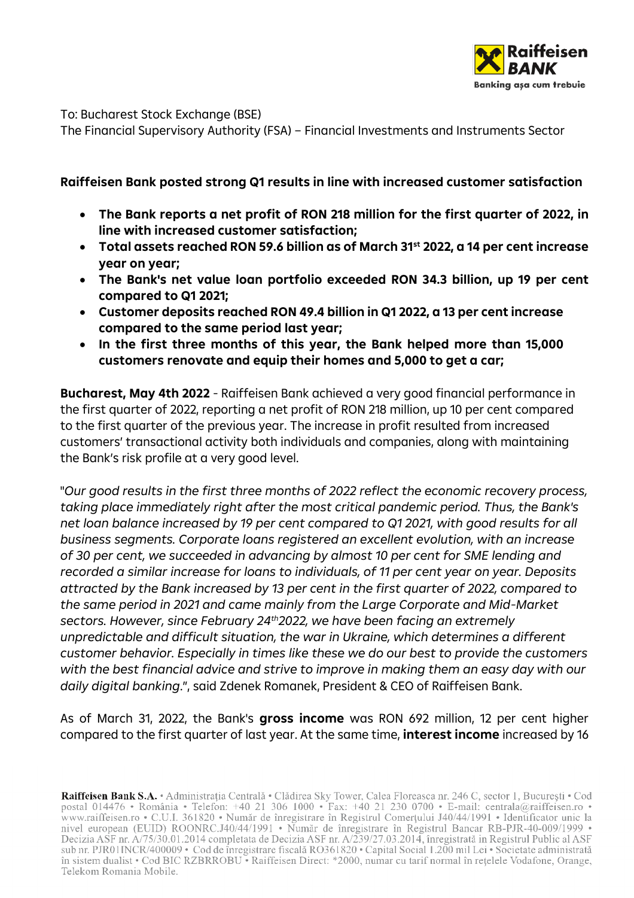To: Bucharest Stock Exchange (BSE)
The Financial Supervisory Authority (FSA) – Financial Investments and Instruments Sector

**Raiffeisen Bank posted strong Q1 results in line with increased customer satisfaction**

- **The Bank reports a net profit of RON 218 million for the first quarter of 2022, in line with increased customer satisfaction;**
- **Total assets reached RON 59.6 billion as of March 31st 2022, a 14 per cent increase year on year;**
- **The Bank's net value loan portfolio exceeded RON 34.3 billion, up 19 per cent compared to Q1 2021;**
- **Customer deposits reached RON 49.4 billion in Q1 2022, a 13 per cent increase compared to the same period last year;**
- **In the first three months of this year, the Bank helped more than 15,000 customers renovate and equip their homes and 5,000 to get a car;**

**Bucharest, May 4th 2022** - Raiffeisen Bank achieved a very good financial performance in the first quarter of 2022, reporting a net profit of RON 218 million, up 10 per cent compared to the first quarter of the previous year. The increase in profit resulted from increased customers' transactional activity both individuals and companies, along with maintaining the Bank's risk profile at a very good level.

"*Our good results in the first three months of 2022 reflect the economic recovery process, taking place immediately right after the most critical pandemic period. Thus, the Bank's net loan balance increased by 19 per cent compared to Q1 2021, with good results for all business segments. Corporate loans registered an excellent evolution, with an increase of 30 per cent, we succeeded in advancing by almost 10 per cent for SME lending and recorded a similar increase for loans to individuals, of 11 per cent year on year. Deposits attracted by the Bank increased by 13 per cent in the first quarter of 2022, compared to the same period in 2021 and came mainly from the Large Corporate and Mid-Market sectors. However, since February 24th 2022, we have been facing an extremely unpredictable and difficult situation, the war in Ukraine, which determines a different customer behavior. Especially in times like these we do our best to provide the customers with the best financial advice and strive to improve in making them an easy day with our daily digital banking*.", said Zdenek Romanek, President & CEO of Raiffeisen Bank.

As of March 31, 2022, the Bank's **gross income** was RON 692 million, 12 per cent higher compared to the first quarter of last year. At the same time, **interest income** increased by 16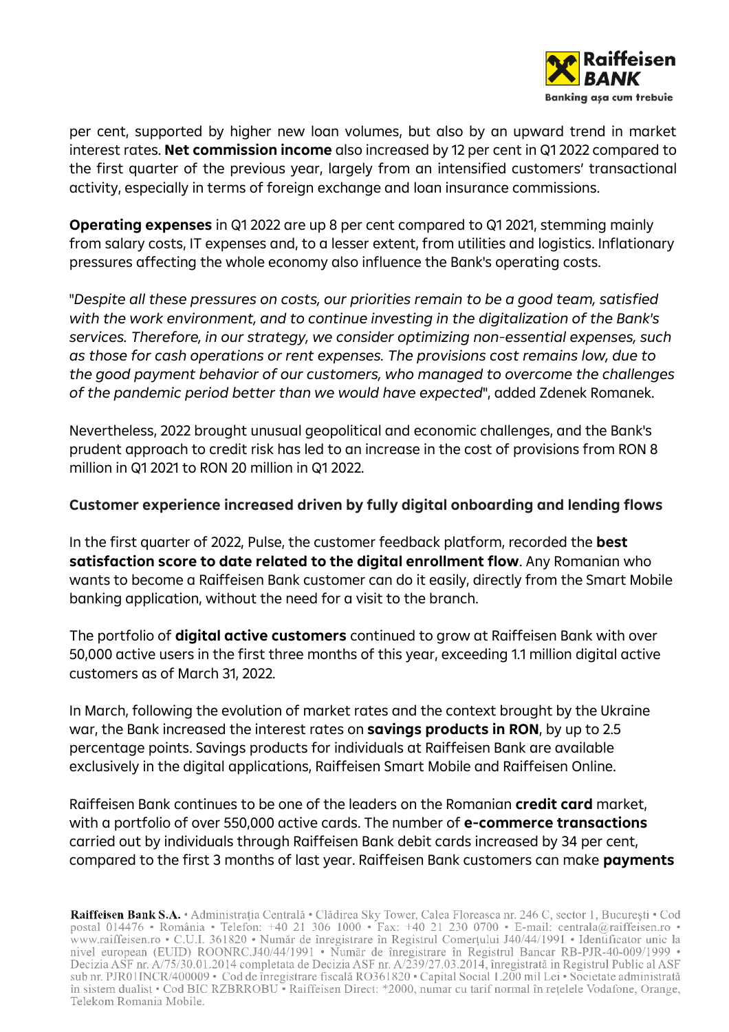per cent, supported by higher new loan volumes, but also by an upward trend in market interest rates. **Net commission income** also increased by 12 per cent in Q1 2022 compared to the first quarter of the previous year, largely from an intensified customers' transactional activity, especially in terms of foreign exchange and loan insurance commissions.

**Operating expenses** in Q1 2022 are up 8 per cent compared to Q1 2021, stemming mainly from salary costs, IT expenses and, to a lesser extent, from utilities and logistics. Inflationary pressures affecting the whole economy also influence the Bank's operating costs.

"*Despite all these pressures on costs, our priorities remain to be a good team, satisfied with the work environment, and to continue investing in the digitalization of the Bank's services. Therefore, in our strategy, we consider optimizing non-essential expenses, such as those for cash operations or rent expenses. The provisions cost remains low, due to the good payment behavior of our customers, who managed to overcome the challenges of the pandemic period better than we would have expected*", added Zdenek Romanek.

Nevertheless, 2022 brought unusual geopolitical and economic challenges, and the Bank's prudent approach to credit risk has led to an increase in the cost of provisions from RON 8 million in Q1 2021 to RON 20 million in Q1 2022.

**Customer experience increased driven by fully digital onboarding and lending flows**

In the first quarter of 2022, Pulse, the customer feedback platform, recorded the **best satisfaction score to date related to the digital enrollment flow**. Any Romanian who wants to become a Raiffeisen Bank customer can do it easily, directly from the Smart Mobile banking application, without the need for a visit to the branch.

The portfolio of **digital active customers** continued to grow at Raiffeisen Bank with over 50,000 active users in the first three months of this year, exceeding 1.1 million digital active customers as of March 31, 2022.

In March, following the evolution of market rates and the context brought by the Ukraine war, the Bank increased the interest rates on **savings products in RON**, by up to 2.5 percentage points. Savings products for individuals at Raiffeisen Bank are available exclusively in the digital applications, Raiffeisen Smart Mobile and Raiffeisen Online.

Raiffeisen Bank continues to be one of the leaders on the Romanian **credit card** market, with a portfolio of over 550,000 active cards. The number of **e-commerce transactions** carried out by individuals through Raiffeisen Bank debit cards increased by 34 per cent, compared to the first 3 months of last year. Raiffeisen Bank customers can make **payments**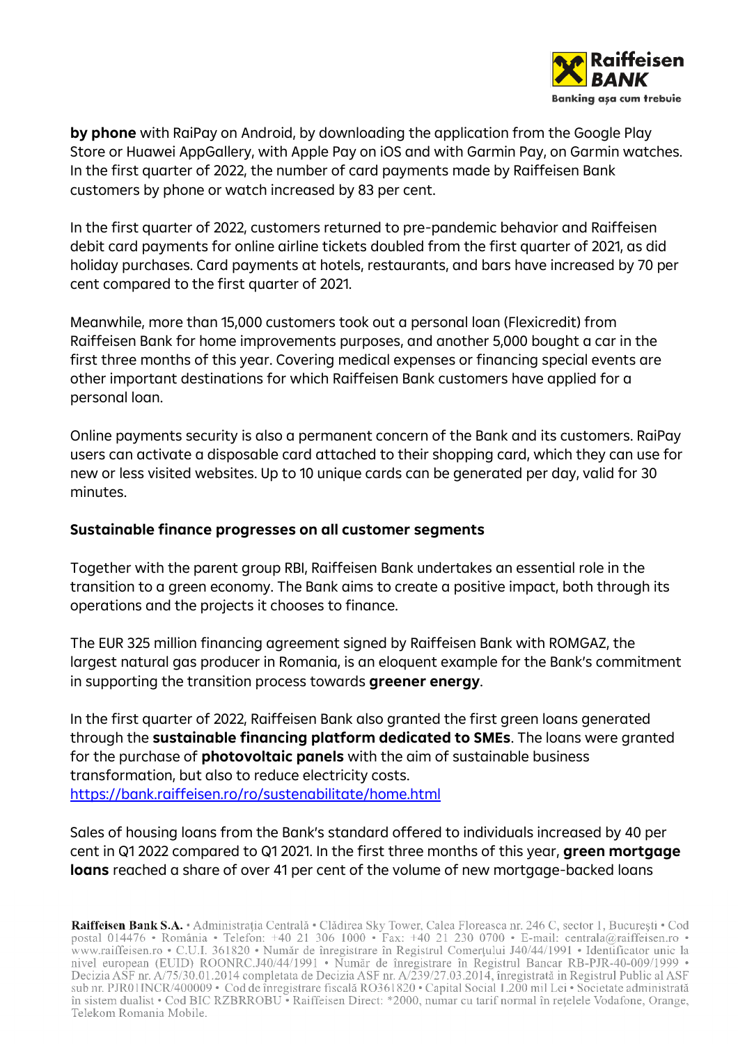**by phone** with RaiPay on Android, by downloading the application from the Google Play Store or Huawei AppGallery, with Apple Pay on iOS and with Garmin Pay, on Garmin watches. In the first quarter of 2022, the number of card payments made by Raiffeisen Bank customers by phone or watch increased by 83 per cent.

In the first quarter of 2022, customers returned to pre-pandemic behavior and Raiffeisen debit card payments for online airline tickets doubled from the first quarter of 2021, as did holiday purchases. Card payments at hotels, restaurants, and bars have increased by 70 per cent compared to the first quarter of 2021.

Meanwhile, more than 15,000 customers took out a personal loan (Flexicredit) from Raiffeisen Bank for home improvements purposes, and another 5,000 bought a car in the first three months of this year. Covering medical expenses or financing special events are other important destinations for which Raiffeisen Bank customers have applied for a personal loan.

Online payments security is also a permanent concern of the Bank and its customers. RaiPay users can activate a disposable card attached to their shopping card, which they can use for new or less visited websites. Up to 10 unique cards can be generated per day, valid for 30 minutes.

**Sustainable finance progresses on all customer segments**

Together with the parent group RBI, Raiffeisen Bank undertakes an essential role in the transition to a green economy. The Bank aims to create a positive impact, both through its operations and the projects it chooses to finance.

The EUR 325 million financing agreement signed by Raiffeisen Bank with ROMGAZ, the largest natural gas producer in Romania, is an eloquent example for the Bank's commitment in supporting the transition process towards **greener energy**.

In the first quarter of 2022, Raiffeisen Bank also granted the first green loans generated through the **sustainable financing platform dedicated to SMEs**. The loans were granted for the purchase of **photovoltaic panels** with the aim of sustainable business transformation, but also to reduce electricity costs.
https://bank.raiffeisen.ro/ro/sustenabilitate/home.html

Sales of housing loans from the Bank's standard offered to individuals increased by 40 per cent in Q1 2022 compared to Q1 2021. In the first three months of this year, **green mortgage loans** reached a share of over 41 per cent of the volume of new mortgage-backed loans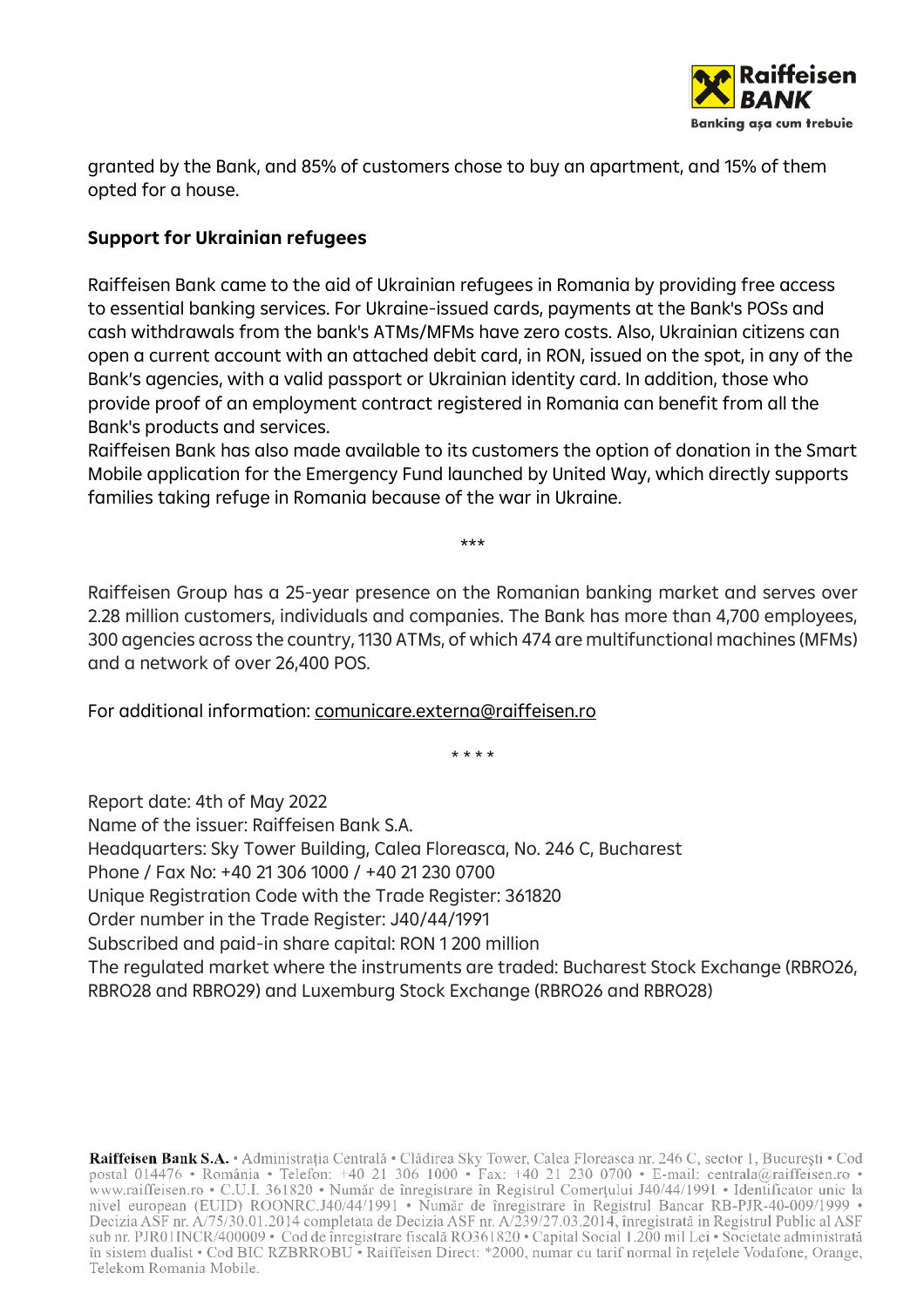granted by the Bank, and 85% of customers chose to buy an apartment, and 15% of them opted for a house.

**Support for Ukrainian refugees**

Raiffeisen Bank came to the aid of Ukrainian refugees in Romania by providing free access to essential banking services. For Ukraine-issued cards, payments at the Bank's POSs and cash withdrawals from the bank's ATMs/MFMs have zero costs. Also, Ukrainian citizens can open a current account with an attached debit card, in RON, issued on the spot, in any of the Bank's agencies, with a valid passport or Ukrainian identity card. In addition, those who provide proof of an employment contract registered in Romania can benefit from all the Bank's products and services.
Raiffeisen Bank has also made available to its customers the option of donation in the Smart Mobile application for the Emergency Fund launched by United Way, which directly supports families taking refuge in Romania because of the war in Ukraine.

***

Raiffeisen Group has a 25-year presence on the Romanian banking market and serves over 2.28 million customers, individuals and companies. The Bank has more than 4,700 employees, 300 agencies across the country, 1130 ATMs, of which 474 are multifunctional machines (MFMs) and a network of over 26,400 POS.

For additional information: comunicare.externa@raiffeisen.ro

* * * *

Report date: 4th of May 2022
Name of the issuer: Raiffeisen Bank S.A.
Headquarters: Sky Tower Building, Calea Floreasca, No. 246 C, Bucharest
Phone / Fax No: +40 21 306 1000 / +40 21 230 0700
Unique Registration Code with the Trade Register: 361820
Order number in the Trade Register: J40/44/1991
Subscribed and paid-in share capital: RON 1 200 million
The regulated market where the instruments are traded: Bucharest Stock Exchange (RBRO26, RBRO28 and RBRO29) and Luxemburg Stock Exchange (RBRO26 and RBRO28)

**Raiffeisen Bank S.A.** • Administrația Centrală • Clădirea Sky Tower, Calea Floreasca nr. 246 C, sector 1, București • Cod postal 014476 • România • Telefon: +40 21 306 1000 • Fax: +40 21 230 0700 • E-mail: centrala@raiffeisen.ro • www.raiffeisen.ro • C.U.I. 361820 • Număr de înregistrare în Registrul Comerțului J40/44/1991 • Identificator unic la nivel european (EUID) ROONRC.J40/44/1991 • Număr de înregistrare în Registrul Bancar RB-PJR-40-009/1999 • Decizia ASF nr. A/75/30.01.2014 completata de Decizia ASF nr. A/239/27.03.2014, înregistrată în Registrul Public al ASF sub nr. PJR01INCR/400009 • Cod de înregistrare fiscală RO361820 • Capital Social 1.200 mil Lei • Societate administrată în sistem dualist • Cod BIC RZBRROBU • Raiffeisen Direct: *2000, numar cu tarif normal în rețelele Vodafone, Orange, Telekom Romania Mobile.